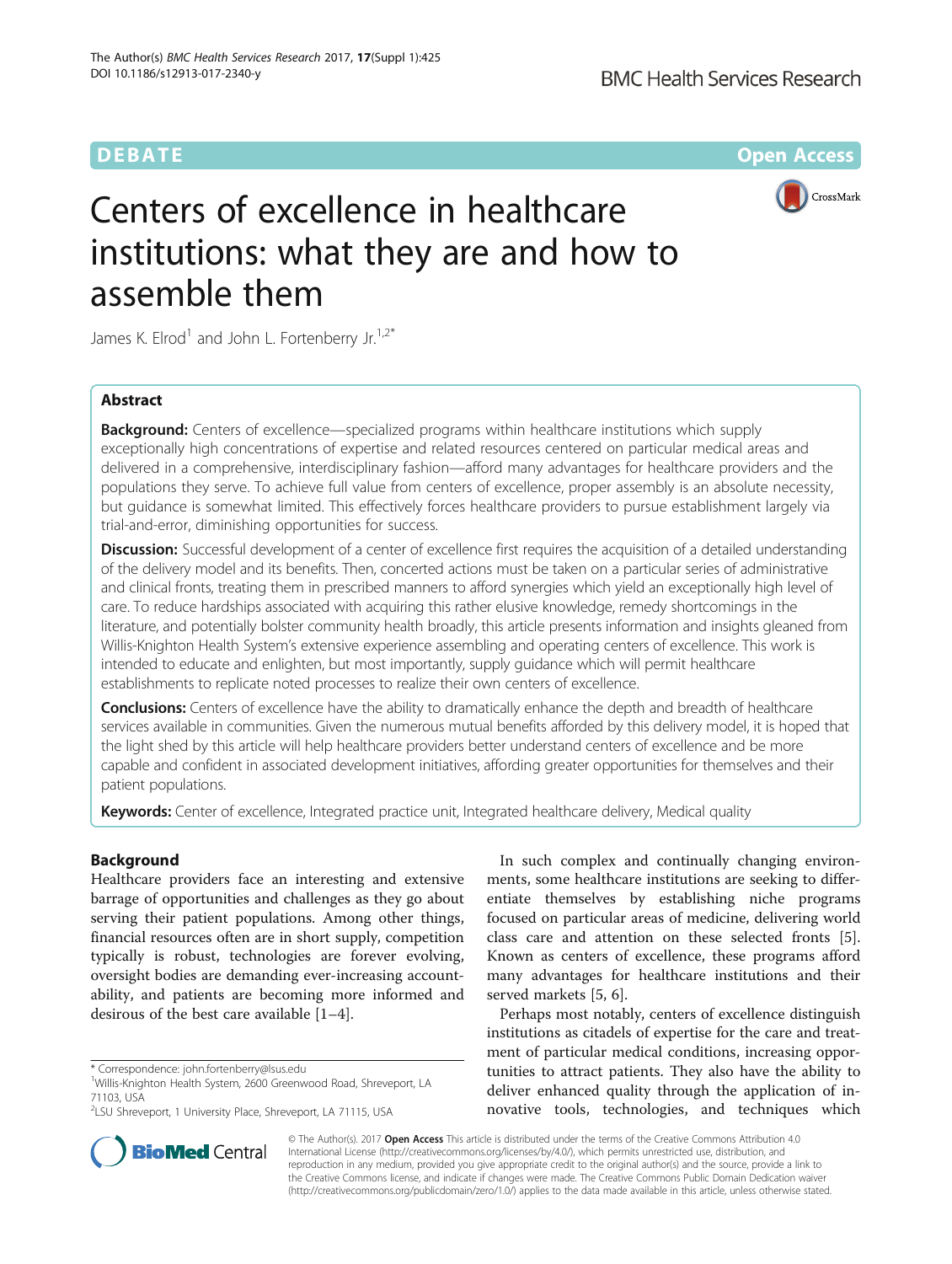DEBATE Open Access

# Centers of excellence in healthcare institutions: what they are and how to assemble them

James K. Elrod[1] and John L. Fortenberry Jr.[1,2*]

## Abstract

**Background:** Centers of excellence—specialized programs within healthcare institutions which supply exceptionally high concentrations of expertise and related resources centered on particular medical areas and delivered in a comprehensive, interdisciplinary fashion—afford many advantages for healthcare providers and the populations they serve. To achieve full value from centers of excellence, proper assembly is an absolute necessity, but guidance is somewhat limited. This effectively forces healthcare providers to pursue establishment largely via trial-and-error, diminishing opportunities for success.

**Discussion:** Successful development of a center of excellence first requires the acquisition of a detailed understanding of the delivery model and its benefits. Then, concerted actions must be taken on a particular series of administrative and clinical fronts, treating them in prescribed manners to afford synergies which yield an exceptionally high level of care. To reduce hardships associated with acquiring this rather elusive knowledge, remedy shortcomings in the literature, and potentially bolster community health broadly, this article presents information and insights gleaned from Willis-Knighton Health System's extensive experience assembling and operating centers of excellence. This work is intended to educate and enlighten, but most importantly, supply guidance which will permit healthcare establishments to replicate noted processes to realize their own centers of excellence.

**Conclusions:** Centers of excellence have the ability to dramatically enhance the depth and breadth of healthcare services available in communities. Given the numerous mutual benefits afforded by this delivery model, it is hoped that the light shed by this article will help healthcare providers better understand centers of excellence and be more capable and confident in associated development initiatives, affording greater opportunities for themselves and their patient populations.

**Keywords:** Center of excellence, Integrated practice unit, Integrated healthcare delivery, Medical quality

## Background

Healthcare providers face an interesting and extensive barrage of opportunities and challenges as they go about serving their patient populations. Among other things, financial resources often are in short supply, competition typically is robust, technologies are forever evolving, oversight bodies are demanding ever-increasing accountability, and patients are becoming more informed and desirous of the best care available [1–4].

In such complex and continually changing environments, some healthcare institutions are seeking to differentiate themselves by establishing niche programs focused on particular areas of medicine, delivering world class care and attention on these selected fronts [5]. Known as centers of excellence, these programs afford many advantages for healthcare institutions and their served markets [5, 6].

Perhaps most notably, centers of excellence distinguish institutions as citadels of expertise for the care and treatment of particular medical conditions, increasing opportunities to attract patients. They also have the ability to deliver enhanced quality through the application of innovative tools, technologies, and techniques which

---

\* Correspondence: john.fortenberry@lsus.edu
[1] Willis-Knighton Health System, 2600 Greenwood Road, Shreveport, LA 71103, USA
[2] LSU Shreveport, 1 University Place, Shreveport, LA 71115, USA

© The Author(s). 2017 **Open Access** This article is distributed under the terms of the Creative Commons Attribution 4.0 International License (http://creativecommons.org/licenses/by/4.0/), which permits unrestricted use, distribution, and reproduction in any medium, provided you give appropriate credit to the original author(s) and the source, provide a link to the Creative Commons license, and indicate if changes were made. The Creative Commons Public Domain Dedication waiver (http://creativecommons.org/publicdomain/zero/1.0/) applies to the data made available in this article, unless otherwise stated.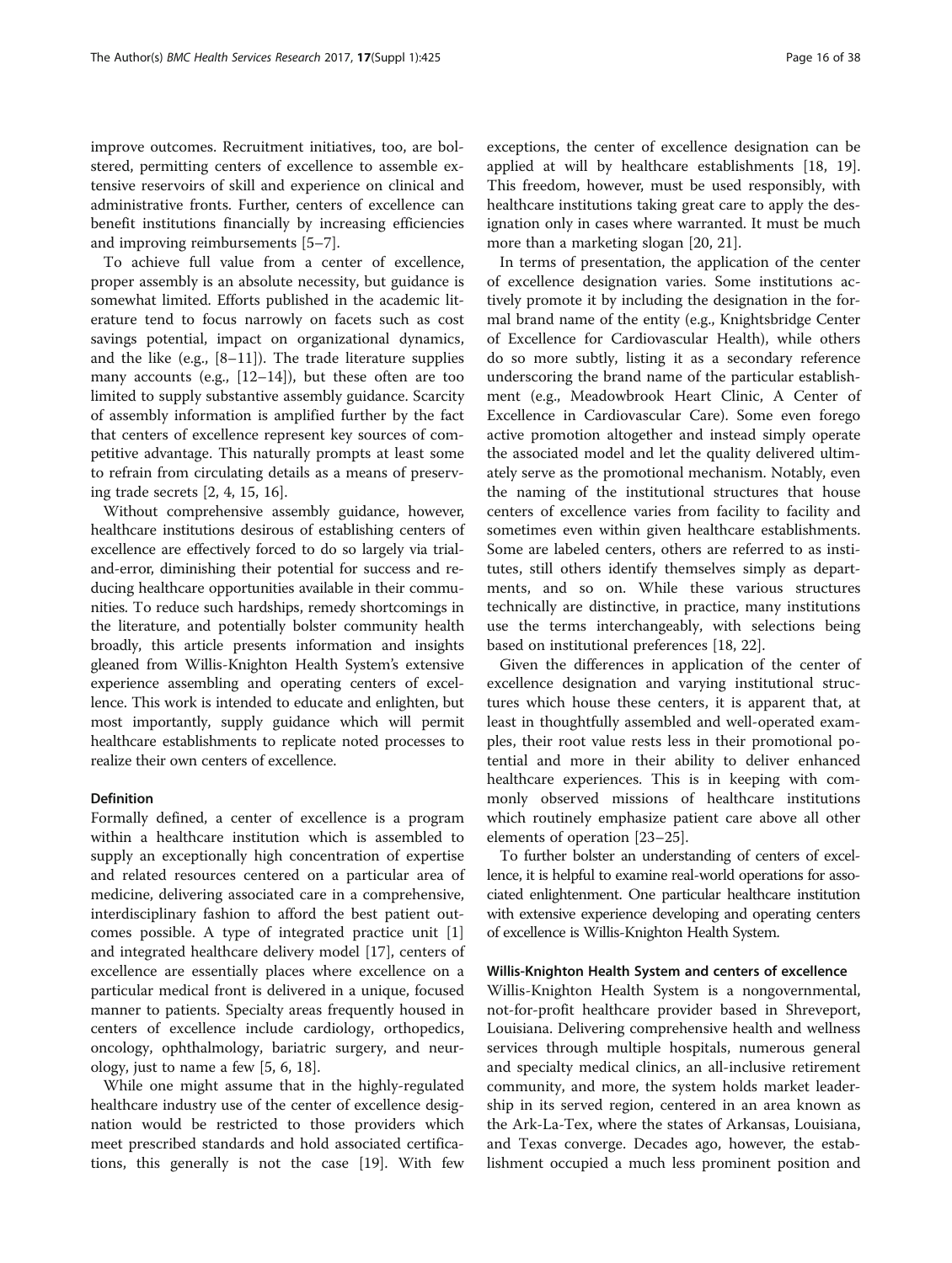improve outcomes. Recruitment initiatives, too, are bolstered, permitting centers of excellence to assemble extensive reservoirs of skill and experience on clinical and administrative fronts. Further, centers of excellence can benefit institutions financially by increasing efficiencies and improving reimbursements [5–7].

To achieve full value from a center of excellence, proper assembly is an absolute necessity, but guidance is somewhat limited. Efforts published in the academic literature tend to focus narrowly on facets such as cost savings potential, impact on organizational dynamics, and the like (e.g., [8–11]). The trade literature supplies many accounts (e.g., [12–14]), but these often are too limited to supply substantive assembly guidance. Scarcity of assembly information is amplified further by the fact that centers of excellence represent key sources of competitive advantage. This naturally prompts at least some to refrain from circulating details as a means of preserving trade secrets [2, 4, 15, 16].

Without comprehensive assembly guidance, however, healthcare institutions desirous of establishing centers of excellence are effectively forced to do so largely via trial-and-error, diminishing their potential for success and reducing healthcare opportunities available in their communities. To reduce such hardships, remedy shortcomings in the literature, and potentially bolster community health broadly, this article presents information and insights gleaned from Willis-Knighton Health System's extensive experience assembling and operating centers of excellence. This work is intended to educate and enlighten, but most importantly, supply guidance which will permit healthcare establishments to replicate noted processes to realize their own centers of excellence.

### Definition

Formally defined, a center of excellence is a program within a healthcare institution which is assembled to supply an exceptionally high concentration of expertise and related resources centered on a particular area of medicine, delivering associated care in a comprehensive, interdisciplinary fashion to afford the best patient outcomes possible. A type of integrated practice unit [1] and integrated healthcare delivery model [17], centers of excellence are essentially places where excellence on a particular medical front is delivered in a unique, focused manner to patients. Specialty areas frequently housed in centers of excellence include cardiology, orthopedics, oncology, ophthalmology, bariatric surgery, and neurology, just to name a few [5, 6, 18].

While one might assume that in the highly-regulated healthcare industry use of the center of excellence designation would be restricted to those providers which meet prescribed standards and hold associated certifications, this generally is not the case [19]. With few exceptions, the center of excellence designation can be applied at will by healthcare establishments [18, 19]. This freedom, however, must be used responsibly, with healthcare institutions taking great care to apply the designation only in cases where warranted. It must be much more than a marketing slogan [20, 21].

In terms of presentation, the application of the center of excellence designation varies. Some institutions actively promote it by including the designation in the formal brand name of the entity (e.g., Knightsbridge Center of Excellence for Cardiovascular Health), while others do so more subtly, listing it as a secondary reference underscoring the brand name of the particular establishment (e.g., Meadowbrook Heart Clinic, A Center of Excellence in Cardiovascular Care). Some even forego active promotion altogether and instead simply operate the associated model and let the quality delivered ultimately serve as the promotional mechanism. Notably, even the naming of the institutional structures that house centers of excellence varies from facility to facility and sometimes even within given healthcare establishments. Some are labeled centers, others are referred to as institutes, still others identify themselves simply as departments, and so on. While these various structures technically are distinctive, in practice, many institutions use the terms interchangeably, with selections being based on institutional preferences [18, 22].

Given the differences in application of the center of excellence designation and varying institutional structures which house these centers, it is apparent that, at least in thoughtfully assembled and well-operated examples, their root value rests less in their promotional potential and more in their ability to deliver enhanced healthcare experiences. This is in keeping with commonly observed missions of healthcare institutions which routinely emphasize patient care above all other elements of operation [23–25].

To further bolster an understanding of centers of excellence, it is helpful to examine real-world operations for associated enlightenment. One particular healthcare institution with extensive experience developing and operating centers of excellence is Willis-Knighton Health System.

### Willis-Knighton Health System and centers of excellence

Willis-Knighton Health System is a nongovernmental, not-for-profit healthcare provider based in Shreveport, Louisiana. Delivering comprehensive health and wellness services through multiple hospitals, numerous general and specialty medical clinics, an all-inclusive retirement community, and more, the system holds market leadership in its served region, centered in an area known as the Ark-La-Tex, where the states of Arkansas, Louisiana, and Texas converge. Decades ago, however, the establishment occupied a much less prominent position and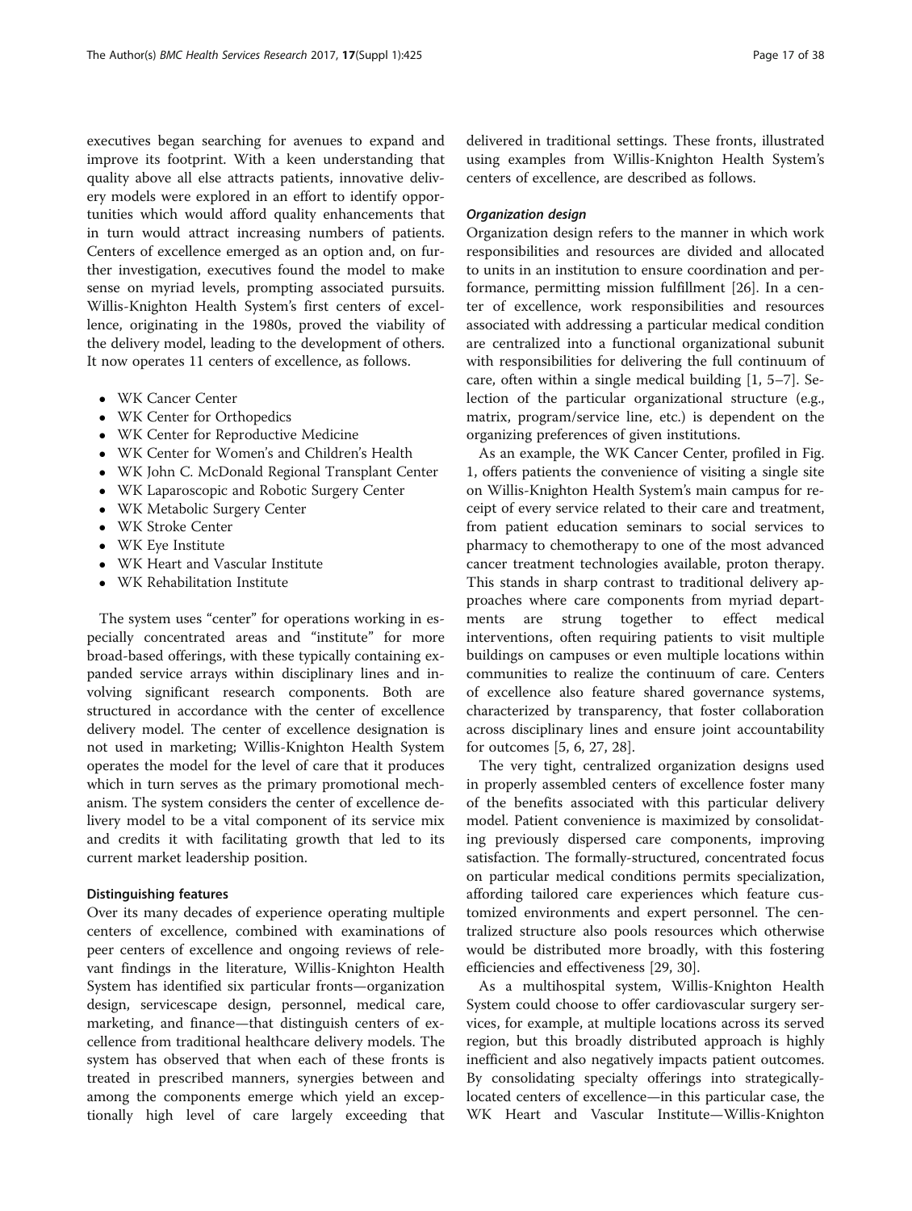executives began searching for avenues to expand and improve its footprint. With a keen understanding that quality above all else attracts patients, innovative delivery models were explored in an effort to identify opportunities which would afford quality enhancements that in turn would attract increasing numbers of patients. Centers of excellence emerged as an option and, on further investigation, executives found the model to make sense on myriad levels, prompting associated pursuits. Willis-Knighton Health System's first centers of excellence, originating in the 1980s, proved the viability of the delivery model, leading to the development of others. It now operates 11 centers of excellence, as follows.

- WK Cancer Center
- WK Center for Orthopedics
- WK Center for Reproductive Medicine
- WK Center for Women's and Children's Health
- WK John C. McDonald Regional Transplant Center
- WK Laparoscopic and Robotic Surgery Center
- WK Metabolic Surgery Center
- WK Stroke Center
- WK Eye Institute
- WK Heart and Vascular Institute
- WK Rehabilitation Institute

The system uses "center" for operations working in especially concentrated areas and "institute" for more broad-based offerings, with these typically containing expanded service arrays within disciplinary lines and involving significant research components. Both are structured in accordance with the center of excellence delivery model. The center of excellence designation is not used in marketing; Willis-Knighton Health System operates the model for the level of care that it produces which in turn serves as the primary promotional mechanism. The system considers the center of excellence delivery model to be a vital component of its service mix and credits it with facilitating growth that led to its current market leadership position.

### Distinguishing features

Over its many decades of experience operating multiple centers of excellence, combined with examinations of peer centers of excellence and ongoing reviews of relevant findings in the literature, Willis-Knighton Health System has identified six particular fronts—organization design, servicescape design, personnel, medical care, marketing, and finance—that distinguish centers of excellence from traditional healthcare delivery models. The system has observed that when each of these fronts is treated in prescribed manners, synergies between and among the components emerge which yield an exceptionally high level of care largely exceeding that delivered in traditional settings. These fronts, illustrated using examples from Willis-Knighton Health System's centers of excellence, are described as follows.

#### *Organization design*

Organization design refers to the manner in which work responsibilities and resources are divided and allocated to units in an institution to ensure coordination and performance, permitting mission fulfillment [26]. In a center of excellence, work responsibilities and resources associated with addressing a particular medical condition are centralized into a functional organizational subunit with responsibilities for delivering the full continuum of care, often within a single medical building [1, 5–7]. Selection of the particular organizational structure (e.g., matrix, program/service line, etc.) is dependent on the organizing preferences of given institutions.

As an example, the WK Cancer Center, profiled in Fig. 1, offers patients the convenience of visiting a single site on Willis-Knighton Health System's main campus for receipt of every service related to their care and treatment, from patient education seminars to social services to pharmacy to chemotherapy to one of the most advanced cancer treatment technologies available, proton therapy. This stands in sharp contrast to traditional delivery approaches where care components from myriad departments are strung together to effect medical interventions, often requiring patients to visit multiple buildings on campuses or even multiple locations within communities to realize the continuum of care. Centers of excellence also feature shared governance systems, characterized by transparency, that foster collaboration across disciplinary lines and ensure joint accountability for outcomes [5, 6, 27, 28].

The very tight, centralized organization designs used in properly assembled centers of excellence foster many of the benefits associated with this particular delivery model. Patient convenience is maximized by consolidating previously dispersed care components, improving satisfaction. The formally-structured, concentrated focus on particular medical conditions permits specialization, affording tailored care experiences which feature customized environments and expert personnel. The centralized structure also pools resources which otherwise would be distributed more broadly, with this fostering efficiencies and effectiveness [29, 30].

As a multihospital system, Willis-Knighton Health System could choose to offer cardiovascular surgery services, for example, at multiple locations across its served region, but this broadly distributed approach is highly inefficient and also negatively impacts patient outcomes. By consolidating specialty offerings into strategically-located centers of excellence—in this particular case, the WK Heart and Vascular Institute—Willis-Knighton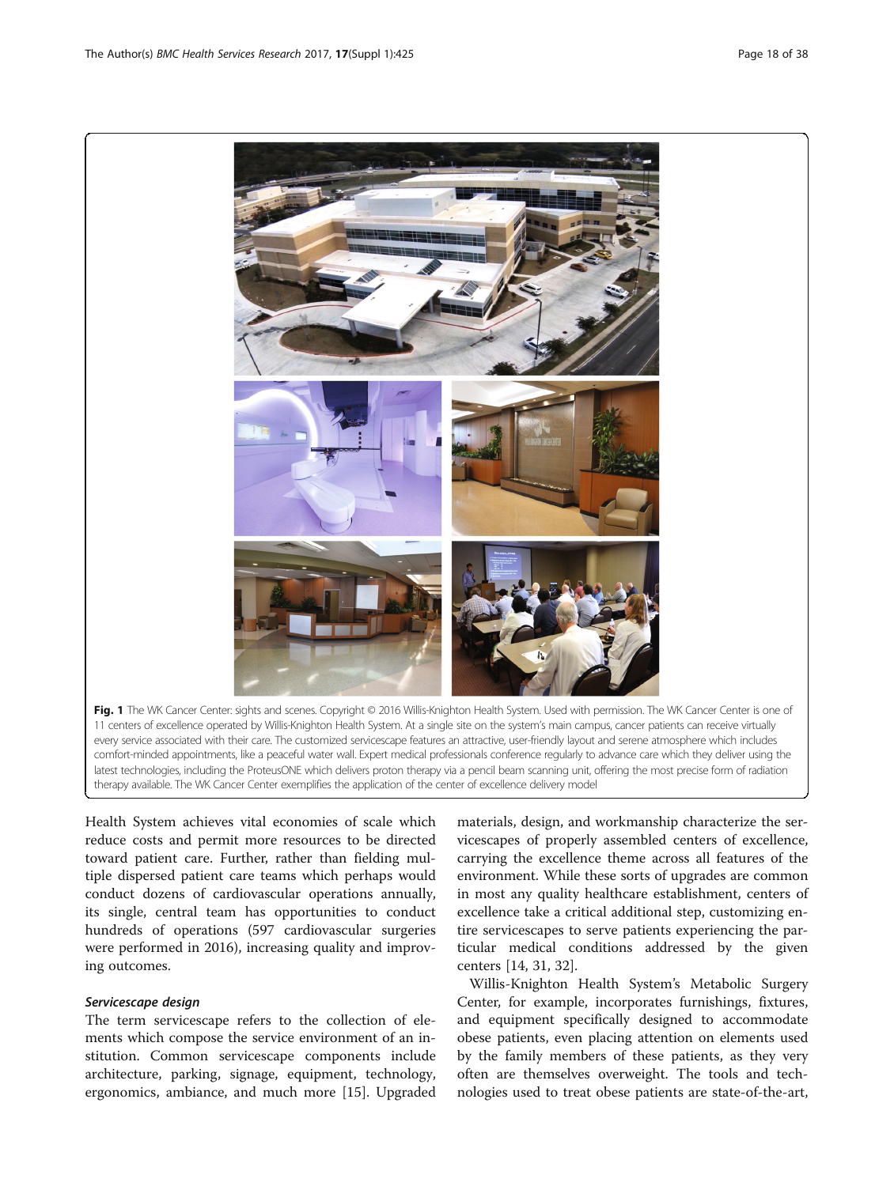**Fig. 1** The WK Cancer Center: sights and scenes. Copyright © 2016 Willis-Knighton Health System. Used with permission. The WK Cancer Center is one of 11 centers of excellence operated by Willis-Knighton Health System. At a single site on the system's main campus, cancer patients can receive virtually every service associated with their care. The customized servicescape features an attractive, user-friendly layout and serene atmosphere which includes comfort-minded appointments, like a peaceful water wall. Expert medical professionals conference regularly to advance care which they deliver using the latest technologies, including the ProteusONE which delivers proton therapy via a pencil beam scanning unit, offering the most precise form of radiation therapy available. The WK Cancer Center exemplifies the application of the center of excellence delivery model

Health System achieves vital economies of scale which reduce costs and permit more resources to be directed toward patient care. Further, rather than fielding multiple dispersed patient care teams which perhaps would conduct dozens of cardiovascular operations annually, its single, central team has opportunities to conduct hundreds of operations (597 cardiovascular surgeries were performed in 2016), increasing quality and improving outcomes.

### *Servicescape design*

The term servicescape refers to the collection of elements which compose the service environment of an institution. Common servicescape components include architecture, parking, signage, equipment, technology, ergonomics, ambiance, and much more [15]. Upgraded materials, design, and workmanship characterize the servicescapes of properly assembled centers of excellence, carrying the excellence theme across all features of the environment. While these sorts of upgrades are common in most any quality healthcare establishment, centers of excellence take a critical additional step, customizing entire servicescapes to serve patients experiencing the particular medical conditions addressed by the given centers [14, 31, 32].

Willis-Knighton Health System's Metabolic Surgery Center, for example, incorporates furnishings, fixtures, and equipment specifically designed to accommodate obese patients, even placing attention on elements used by the family members of these patients, as they very often are themselves overweight. The tools and technologies used to treat obese patients are state-of-the-art,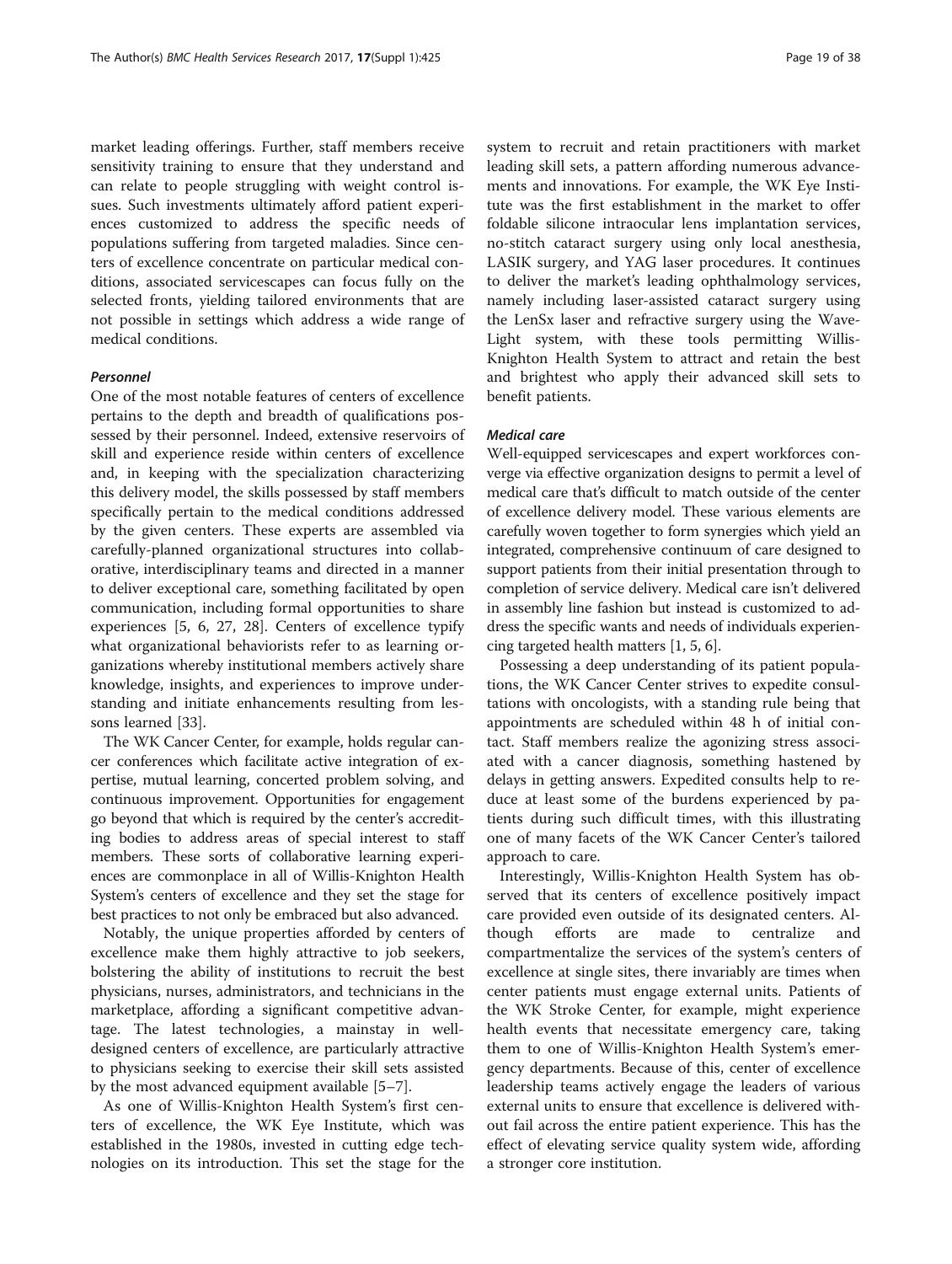market leading offerings. Further, staff members receive sensitivity training to ensure that they understand and can relate to people struggling with weight control issues. Such investments ultimately afford patient experiences customized to address the specific needs of populations suffering from targeted maladies. Since centers of excellence concentrate on particular medical conditions, associated servicescapes can focus fully on the selected fronts, yielding tailored environments that are not possible in settings which address a wide range of medical conditions.

#### *Personnel*

One of the most notable features of centers of excellence pertains to the depth and breadth of qualifications possessed by their personnel. Indeed, extensive reservoirs of skill and experience reside within centers of excellence and, in keeping with the specialization characterizing this delivery model, the skills possessed by staff members specifically pertain to the medical conditions addressed by the given centers. These experts are assembled via carefully-planned organizational structures into collaborative, interdisciplinary teams and directed in a manner to deliver exceptional care, something facilitated by open communication, including formal opportunities to share experiences [5, 6, 27, 28]. Centers of excellence typify what organizational behaviorists refer to as learning organizations whereby institutional members actively share knowledge, insights, and experiences to improve understanding and initiate enhancements resulting from lessons learned [33].

The WK Cancer Center, for example, holds regular cancer conferences which facilitate active integration of expertise, mutual learning, concerted problem solving, and continuous improvement. Opportunities for engagement go beyond that which is required by the center's accrediting bodies to address areas of special interest to staff members. These sorts of collaborative learning experiences are commonplace in all of Willis-Knighton Health System's centers of excellence and they set the stage for best practices to not only be embraced but also advanced.

Notably, the unique properties afforded by centers of excellence make them highly attractive to job seekers, bolstering the ability of institutions to recruit the best physicians, nurses, administrators, and technicians in the marketplace, affording a significant competitive advantage. The latest technologies, a mainstay in well-designed centers of excellence, are particularly attractive to physicians seeking to exercise their skill sets assisted by the most advanced equipment available [5–7].

As one of Willis-Knighton Health System's first centers of excellence, the WK Eye Institute, which was established in the 1980s, invested in cutting edge technologies on its introduction. This set the stage for the system to recruit and retain practitioners with market leading skill sets, a pattern affording numerous advancements and innovations. For example, the WK Eye Institute was the first establishment in the market to offer foldable silicone intraocular lens implantation services, no-stitch cataract surgery using only local anesthesia, LASIK surgery, and YAG laser procedures. It continues to deliver the market's leading ophthalmology services, namely including laser-assisted cataract surgery using the LenSx laser and refractive surgery using the WaveLight system, with these tools permitting Willis-Knighton Health System to attract and retain the best and brightest who apply their advanced skill sets to benefit patients.

#### *Medical care*

Well-equipped servicescapes and expert workforces converge via effective organization designs to permit a level of medical care that's difficult to match outside of the center of excellence delivery model. These various elements are carefully woven together to form synergies which yield an integrated, comprehensive continuum of care designed to support patients from their initial presentation through to completion of service delivery. Medical care isn't delivered in assembly line fashion but instead is customized to address the specific wants and needs of individuals experiencing targeted health matters [1, 5, 6].

Possessing a deep understanding of its patient populations, the WK Cancer Center strives to expedite consultations with oncologists, with a standing rule being that appointments are scheduled within 48 h of initial contact. Staff members realize the agonizing stress associated with a cancer diagnosis, something hastened by delays in getting answers. Expedited consults help to reduce at least some of the burdens experienced by patients during such difficult times, with this illustrating one of many facets of the WK Cancer Center's tailored approach to care.

Interestingly, Willis-Knighton Health System has observed that its centers of excellence positively impact care provided even outside of its designated centers. Although efforts are made to centralize and compartmentalize the services of the system's centers of excellence at single sites, there invariably are times when center patients must engage external units. Patients of the WK Stroke Center, for example, might experience health events that necessitate emergency care, taking them to one of Willis-Knighton Health System's emergency departments. Because of this, center of excellence leadership teams actively engage the leaders of various external units to ensure that excellence is delivered without fail across the entire patient experience. This has the effect of elevating service quality system wide, affording a stronger core institution.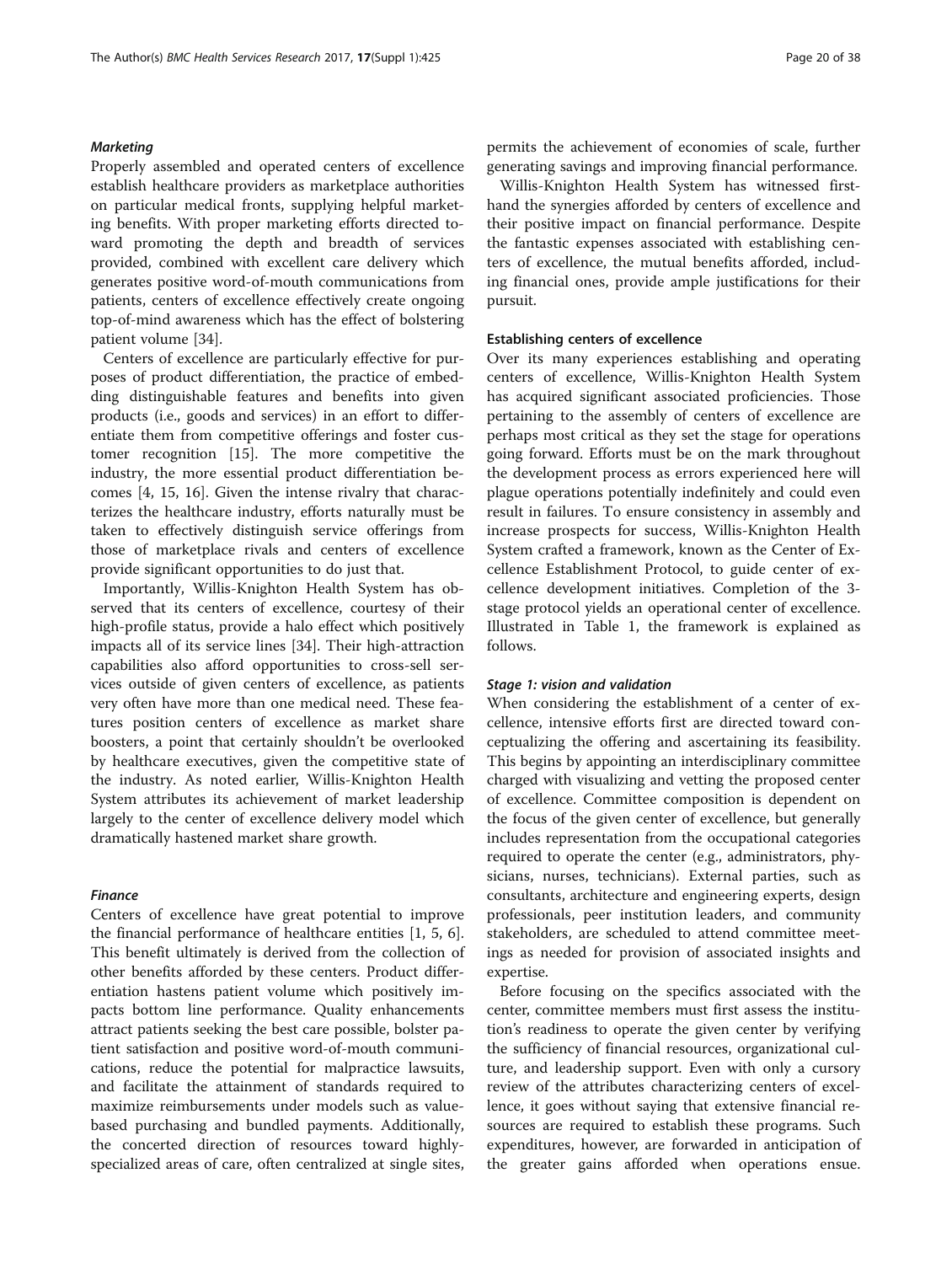#### *Marketing*

Properly assembled and operated centers of excellence establish healthcare providers as marketplace authorities on particular medical fronts, supplying helpful marketing benefits. With proper marketing efforts directed toward promoting the depth and breadth of services provided, combined with excellent care delivery which generates positive word-of-mouth communications from patients, centers of excellence effectively create ongoing top-of-mind awareness which has the effect of bolstering patient volume [34].

Centers of excellence are particularly effective for purposes of product differentiation, the practice of embedding distinguishable features and benefits into given products (i.e., goods and services) in an effort to differentiate them from competitive offerings and foster customer recognition [15]. The more competitive the industry, the more essential product differentiation becomes [4, 15, 16]. Given the intense rivalry that characterizes the healthcare industry, efforts naturally must be taken to effectively distinguish service offerings from those of marketplace rivals and centers of excellence provide significant opportunities to do just that.

Importantly, Willis-Knighton Health System has observed that its centers of excellence, courtesy of their high-profile status, provide a halo effect which positively impacts all of its service lines [34]. Their high-attraction capabilities also afford opportunities to cross-sell services outside of given centers of excellence, as patients very often have more than one medical need. These features position centers of excellence as market share boosters, a point that certainly shouldn't be overlooked by healthcare executives, given the competitive state of the industry. As noted earlier, Willis-Knighton Health System attributes its achievement of market leadership largely to the center of excellence delivery model which dramatically hastened market share growth.

#### *Finance*

Centers of excellence have great potential to improve the financial performance of healthcare entities [1, 5, 6]. This benefit ultimately is derived from the collection of other benefits afforded by these centers. Product differentiation hastens patient volume which positively impacts bottom line performance. Quality enhancements attract patients seeking the best care possible, bolster patient satisfaction and positive word-of-mouth communications, reduce the potential for malpractice lawsuits, and facilitate the attainment of standards required to maximize reimbursements under models such as value-based purchasing and bundled payments. Additionally, the concerted direction of resources toward highly-specialized areas of care, often centralized at single sites, permits the achievement of economies of scale, further generating savings and improving financial performance.

Willis-Knighton Health System has witnessed first-hand the synergies afforded by centers of excellence and their positive impact on financial performance. Despite the fantastic expenses associated with establishing centers of excellence, the mutual benefits afforded, including financial ones, provide ample justifications for their pursuit.

### Establishing centers of excellence

Over its many experiences establishing and operating centers of excellence, Willis-Knighton Health System has acquired significant associated proficiencies. Those pertaining to the assembly of centers of excellence are perhaps most critical as they set the stage for operations going forward. Efforts must be on the mark throughout the development process as errors experienced here will plague operations potentially indefinitely and could even result in failures. To ensure consistency in assembly and increase prospects for success, Willis-Knighton Health System crafted a framework, known as the Center of Excellence Establishment Protocol, to guide center of excellence development initiatives. Completion of the 3-stage protocol yields an operational center of excellence. Illustrated in Table 1, the framework is explained as follows.

#### *Stage 1: vision and validation*

When considering the establishment of a center of excellence, intensive efforts first are directed toward conceptualizing the offering and ascertaining its feasibility. This begins by appointing an interdisciplinary committee charged with visualizing and vetting the proposed center of excellence. Committee composition is dependent on the focus of the given center of excellence, but generally includes representation from the occupational categories required to operate the center (e.g., administrators, physicians, nurses, technicians). External parties, such as consultants, architecture and engineering experts, design professionals, peer institution leaders, and community stakeholders, are scheduled to attend committee meetings as needed for provision of associated insights and expertise.

Before focusing on the specifics associated with the center, committee members must first assess the institution's readiness to operate the given center by verifying the sufficiency of financial resources, organizational culture, and leadership support. Even with only a cursory review of the attributes characterizing centers of excellence, it goes without saying that extensive financial resources are required to establish these programs. Such expenditures, however, are forwarded in anticipation of the greater gains afforded when operations ensue.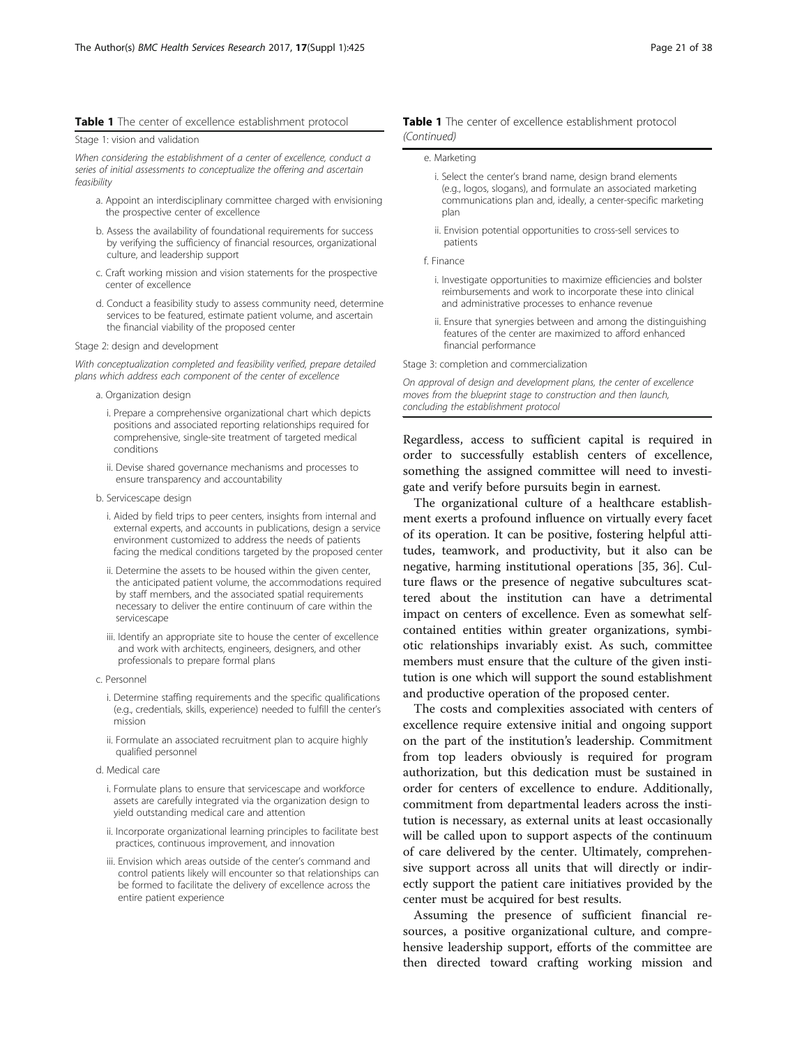**Table 1** The center of excellence establishment protocol

**Stage 1: vision and validation**

*When considering the establishment of a center of excellence, conduct a series of initial assessments to conceptualize the offering and ascertain feasibility*

- a. Appoint an interdisciplinary committee charged with envisioning the prospective center of excellence
- b. Assess the availability of foundational requirements for success by verifying the sufficiency of financial resources, organizational culture, and leadership support
- c. Craft working mission and vision statements for the prospective center of excellence
- d. Conduct a feasibility study to assess community need, determine services to be featured, estimate patient volume, and ascertain the financial viability of the proposed center

**Stage 2: design and development**

*With conceptualization completed and feasibility verified, prepare detailed plans which address each component of the center of excellence*

- a. Organization design
  - i. Prepare a comprehensive organizational chart which depicts positions and associated reporting relationships required for comprehensive, single-site treatment of targeted medical conditions
  - ii. Devise shared governance mechanisms and processes to ensure transparency and accountability
- b. Servicescape design
  - i. Aided by field trips to peer centers, insights from internal and external experts, and accounts in publications, design a service environment customized to address the needs of patients facing the medical conditions targeted by the proposed center
  - ii. Determine the assets to be housed within the given center, the anticipated patient volume, the accommodations required by staff members, and the associated spatial requirements necessary to deliver the entire continuum of care within the servicescape
  - iii. Identify an appropriate site to house the center of excellence and work with architects, engineers, designers, and other professionals to prepare formal plans
- c. Personnel
  - i. Determine staffing requirements and the specific qualifications (e.g., credentials, skills, experience) needed to fulfill the center's mission
  - ii. Formulate an associated recruitment plan to acquire highly qualified personnel
- d. Medical care
  - i. Formulate plans to ensure that servicescape and workforce assets are carefully integrated via the organization design to yield outstanding medical care and attention
  - ii. Incorporate organizational learning principles to facilitate best practices, continuous improvement, and innovation
  - iii. Envision which areas outside of the center's command and control patients likely will encounter so that relationships can be formed to facilitate the delivery of excellence across the entire patient experience
- e. Marketing
  - i. Select the center's brand name, design brand elements (e.g., logos, slogans), and formulate an associated marketing communications plan and, ideally, a center-specific marketing plan
  - ii. Envision potential opportunities to cross-sell services to patients
- f. Finance
  - i. Investigate opportunities to maximize efficiencies and bolster reimbursements and work to incorporate these into clinical and administrative processes to enhance revenue
  - ii. Ensure that synergies between and among the distinguishing features of the center are maximized to afford enhanced financial performance

**Stage 3: completion and commercialization**

*On approval of design and development plans, the center of excellence moves from the blueprint stage to construction and then launch, concluding the establishment protocol*

Regardless, access to sufficient capital is required in order to successfully establish centers of excellence, something the assigned committee will need to investigate and verify before pursuits begin in earnest.

The organizational culture of a healthcare establishment exerts a profound influence on virtually every facet of its operation. It can be positive, fostering helpful attitudes, teamwork, and productivity, but it also can be negative, harming institutional operations [35, 36]. Culture flaws or the presence of negative subcultures scattered about the institution can have a detrimental impact on centers of excellence. Even as somewhat self-contained entities within greater organizations, symbiotic relationships invariably exist. As such, committee members must ensure that the culture of the given institution is one which will support the sound establishment and productive operation of the proposed center.

The costs and complexities associated with centers of excellence require extensive initial and ongoing support on the part of the institution's leadership. Commitment from top leaders obviously is required for program authorization, but this dedication must be sustained in order for centers of excellence to endure. Additionally, commitment from departmental leaders across the institution is necessary, as external units at least occasionally will be called upon to support aspects of the continuum of care delivered by the center. Ultimately, comprehensive support across all units that will directly or indirectly support the patient care initiatives provided by the center must be acquired for best results.

Assuming the presence of sufficient financial resources, a positive organizational culture, and comprehensive leadership support, efforts of the committee are then directed toward crafting working mission and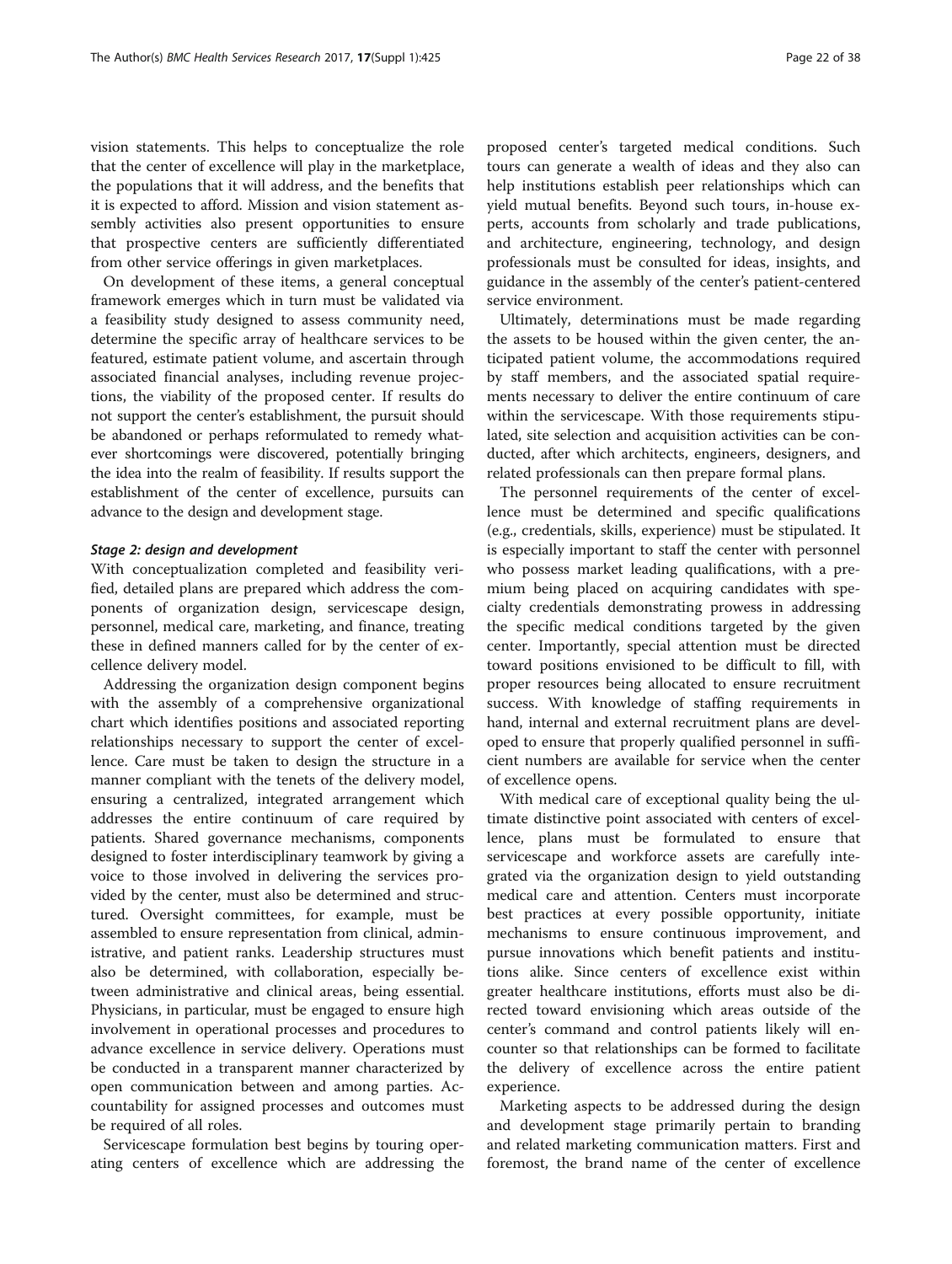vision statements. This helps to conceptualize the role that the center of excellence will play in the marketplace, the populations that it will address, and the benefits that it is expected to afford. Mission and vision statement assembly activities also present opportunities to ensure that prospective centers are sufficiently differentiated from other service offerings in given marketplaces.

On development of these items, a general conceptual framework emerges which in turn must be validated via a feasibility study designed to assess community need, determine the specific array of healthcare services to be featured, estimate patient volume, and ascertain through associated financial analyses, including revenue projections, the viability of the proposed center. If results do not support the center's establishment, the pursuit should be abandoned or perhaps reformulated to remedy whatever shortcomings were discovered, potentially bringing the idea into the realm of feasibility. If results support the establishment of the center of excellence, pursuits can advance to the design and development stage.

#### *Stage 2: design and development*

With conceptualization completed and feasibility verified, detailed plans are prepared which address the components of organization design, servicescape design, personnel, medical care, marketing, and finance, treating these in defined manners called for by the center of excellence delivery model.

Addressing the organization design component begins with the assembly of a comprehensive organizational chart which identifies positions and associated reporting relationships necessary to support the center of excellence. Care must be taken to design the structure in a manner compliant with the tenets of the delivery model, ensuring a centralized, integrated arrangement which addresses the entire continuum of care required by patients. Shared governance mechanisms, components designed to foster interdisciplinary teamwork by giving a voice to those involved in delivering the services provided by the center, must also be determined and structured. Oversight committees, for example, must be assembled to ensure representation from clinical, administrative, and patient ranks. Leadership structures must also be determined, with collaboration, especially between administrative and clinical areas, being essential. Physicians, in particular, must be engaged to ensure high involvement in operational processes and procedures to advance excellence in service delivery. Operations must be conducted in a transparent manner characterized by open communication between and among parties. Accountability for assigned processes and outcomes must be required of all roles.

Servicescape formulation best begins by touring operating centers of excellence which are addressing the proposed center's targeted medical conditions. Such tours can generate a wealth of ideas and they also can help institutions establish peer relationships which can yield mutual benefits. Beyond such tours, in-house experts, accounts from scholarly and trade publications, and architecture, engineering, technology, and design professionals must be consulted for ideas, insights, and guidance in the assembly of the center's patient-centered service environment.

Ultimately, determinations must be made regarding the assets to be housed within the given center, the anticipated patient volume, the accommodations required by staff members, and the associated spatial requirements necessary to deliver the entire continuum of care within the servicescape. With those requirements stipulated, site selection and acquisition activities can be conducted, after which architects, engineers, designers, and related professionals can then prepare formal plans.

The personnel requirements of the center of excellence must be determined and specific qualifications (e.g., credentials, skills, experience) must be stipulated. It is especially important to staff the center with personnel who possess market leading qualifications, with a premium being placed on acquiring candidates with specialty credentials demonstrating prowess in addressing the specific medical conditions targeted by the given center. Importantly, special attention must be directed toward positions envisioned to be difficult to fill, with proper resources being allocated to ensure recruitment success. With knowledge of staffing requirements in hand, internal and external recruitment plans are developed to ensure that properly qualified personnel in sufficient numbers are available for service when the center of excellence opens.

With medical care of exceptional quality being the ultimate distinctive point associated with centers of excellence, plans must be formulated to ensure that servicescape and workforce assets are carefully integrated via the organization design to yield outstanding medical care and attention. Centers must incorporate best practices at every possible opportunity, initiate mechanisms to ensure continuous improvement, and pursue innovations which benefit patients and institutions alike. Since centers of excellence exist within greater healthcare institutions, efforts must also be directed toward envisioning which areas outside of the center's command and control patients likely will encounter so that relationships can be formed to facilitate the delivery of excellence across the entire patient experience.

Marketing aspects to be addressed during the design and development stage primarily pertain to branding and related marketing communication matters. First and foremost, the brand name of the center of excellence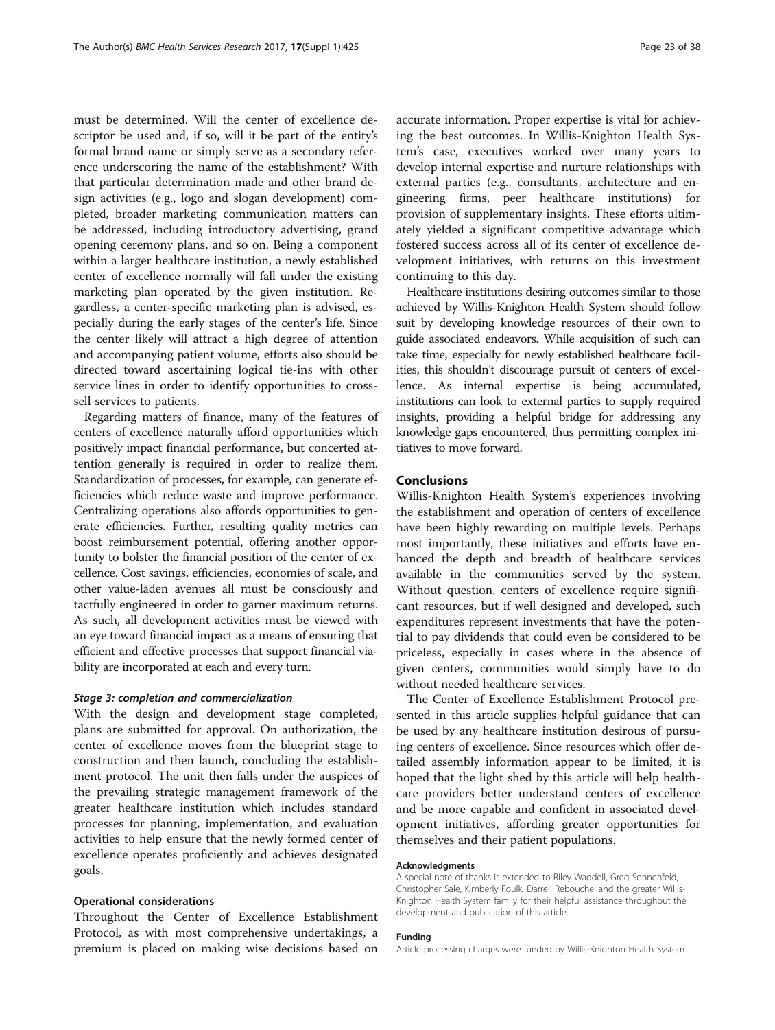must be determined. Will the center of excellence descriptor be used and, if so, will it be part of the entity's formal brand name or simply serve as a secondary reference underscoring the name of the establishment? With that particular determination made and other brand design activities (e.g., logo and slogan development) completed, broader marketing communication matters can be addressed, including introductory advertising, grand opening ceremony plans, and so on. Being a component within a larger healthcare institution, a newly established center of excellence normally will fall under the existing marketing plan operated by the given institution. Regardless, a center-specific marketing plan is advised, especially during the early stages of the center's life. Since the center likely will attract a high degree of attention and accompanying patient volume, efforts also should be directed toward ascertaining logical tie-ins with other service lines in order to identify opportunities to cross-sell services to patients.

Regarding matters of finance, many of the features of centers of excellence naturally afford opportunities which positively impact financial performance, but concerted attention generally is required in order to realize them. Standardization of processes, for example, can generate efficiencies which reduce waste and improve performance. Centralizing operations also affords opportunities to generate efficiencies. Further, resulting quality metrics can boost reimbursement potential, offering another opportunity to bolster the financial position of the center of excellence. Cost savings, efficiencies, economies of scale, and other value-laden avenues all must be consciously and tactfully engineered in order to garner maximum returns. As such, all development activities must be viewed with an eye toward financial impact as a means of ensuring that efficient and effective processes that support financial viability are incorporated at each and every turn.

#### *Stage 3: completion and commercialization*

With the design and development stage completed, plans are submitted for approval. On authorization, the center of excellence moves from the blueprint stage to construction and then launch, concluding the establishment protocol. The unit then falls under the auspices of the prevailing strategic management framework of the greater healthcare institution which includes standard processes for planning, implementation, and evaluation activities to help ensure that the newly formed center of excellence operates proficiently and achieves designated goals.

### Operational considerations

Throughout the Center of Excellence Establishment Protocol, as with most comprehensive undertakings, a premium is placed on making wise decisions based on accurate information. Proper expertise is vital for achieving the best outcomes. In Willis-Knighton Health System's case, executives worked over many years to develop internal expertise and nurture relationships with external parties (e.g., consultants, architecture and engineering firms, peer healthcare institutions) for provision of supplementary insights. These efforts ultimately yielded a significant competitive advantage which fostered success across all of its center of excellence development initiatives, with returns on this investment continuing to this day.

Healthcare institutions desiring outcomes similar to those achieved by Willis-Knighton Health System should follow suit by developing knowledge resources of their own to guide associated endeavors. While acquisition of such can take time, especially for newly established healthcare facilities, this shouldn't discourage pursuit of centers of excellence. As internal expertise is being accumulated, institutions can look to external parties to supply required insights, providing a helpful bridge for addressing any knowledge gaps encountered, thus permitting complex initiatives to move forward.

## Conclusions

Willis-Knighton Health System's experiences involving the establishment and operation of centers of excellence have been highly rewarding on multiple levels. Perhaps most importantly, these initiatives and efforts have enhanced the depth and breadth of healthcare services available in the communities served by the system. Without question, centers of excellence require significant resources, but if well designed and developed, such expenditures represent investments that have the potential to pay dividends that could even be considered to be priceless, especially in cases where in the absence of given centers, communities would simply have to do without needed healthcare services.

The Center of Excellence Establishment Protocol presented in this article supplies helpful guidance that can be used by any healthcare institution desirous of pursuing centers of excellence. Since resources which offer detailed assembly information appear to be limited, it is hoped that the light shed by this article will help healthcare providers better understand centers of excellence and be more capable and confident in associated development initiatives, affording greater opportunities for themselves and their patient populations.

#### Acknowledgments

A special note of thanks is extended to Riley Waddell, Greg Sonnenfeld, Christopher Sale, Kimberly Foulk, Darrell Rebouche, and the greater Willis-Knighton Health System family for their helpful assistance throughout the development and publication of this article.

#### Funding

Article processing charges were funded by Willis-Knighton Health System.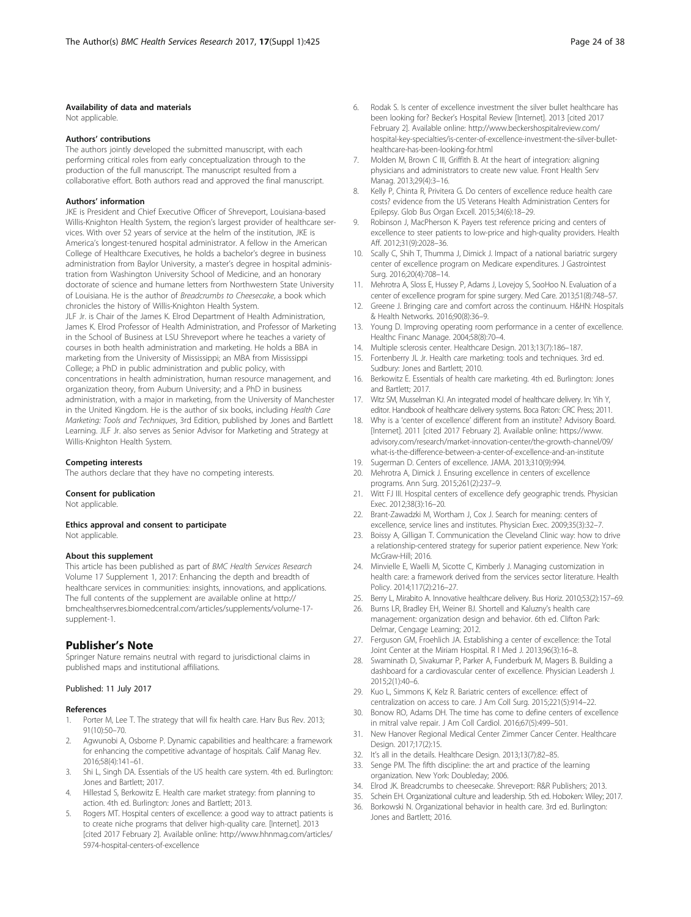#### Availability of data and materials

Not applicable.

#### Authors' contributions

The authors jointly developed the submitted manuscript, with each performing critical roles from early conceptualization through to the production of the full manuscript. The manuscript resulted from a collaborative effort. Both authors read and approved the final manuscript.

#### Authors' information

JKE is President and Chief Executive Officer of Shreveport, Louisiana-based Willis-Knighton Health System, the region's largest provider of healthcare services. With over 52 years of service at the helm of the institution, JKE is America's longest-tenured hospital administrator. A fellow in the American College of Healthcare Executives, he holds a bachelor's degree in business administration from Baylor University, a master's degree in hospital administration from Washington University School of Medicine, and an honorary doctorate of science and humane letters from Northwestern State University of Louisiana. He is the author of *Breadcrumbs to Cheesecake*, a book which chronicles the history of Willis-Knighton Health System.

JLF Jr. is Chair of the James K. Elrod Department of Health Administration, James K. Elrod Professor of Health Administration, and Professor of Marketing in the School of Business at LSU Shreveport where he teaches a variety of courses in both health administration and marketing. He holds a BBA in marketing from the University of Mississippi; an MBA from Mississippi College; a PhD in public administration and public policy, with concentrations in health administration, human resource management, and organization theory, from Auburn University; and a PhD in business administration, with a major in marketing, from the University of Manchester in the United Kingdom. He is the author of six books, including *Health Care Marketing: Tools and Techniques*, 3rd Edition, published by Jones and Bartlett Learning. JLF Jr. also serves as Senior Advisor for Marketing and Strategy at Willis-Knighton Health System.

#### Competing interests

The authors declare that they have no competing interests.

#### Consent for publication

Not applicable.

#### Ethics approval and consent to participate

Not applicable.

#### About this supplement

This article has been published as part of *BMC Health Services Research* Volume 17 Supplement 1, 2017: Enhancing the depth and breadth of healthcare services in communities: insights, innovations, and applications. The full contents of the supplement are available online at http://bmchealthservres.biomedcentral.com/articles/supplements/volume-17-supplement-1.

## Publisher's Note

Springer Nature remains neutral with regard to jurisdictional claims in published maps and institutional affiliations.

Published: 11 July 2017

#### References

1. Porter M, Lee T. The strategy that will fix health care. Harv Bus Rev. 2013; 91(10):50–70.
2. Agwunobi A, Osborne P. Dynamic capabilities and healthcare: a framework for enhancing the competitive advantage of hospitals. Calif Manag Rev. 2016;58(4):141–61.
3. Shi L, Singh DA. Essentials of the US health care system. 4th ed. Burlington: Jones and Bartlett; 2017.
4. Hillestad S, Berkowitz E. Health care market strategy: from planning to action. 4th ed. Burlington: Jones and Bartlett; 2013.
5. Rogers MT. Hospital centers of excellence: a good way to attract patients is to create niche programs that deliver high-quality care. [Internet]. 2013 [cited 2017 February 2]. Available online: http://www.hhnmag.com/articles/5974-hospital-centers-of-excellence
6. Rodak S. Is center of excellence investment the silver bullet healthcare has been looking for? Becker's Hospital Review [Internet]. 2013 [cited 2017 February 2]. Available online: http://www.beckershospitalreview.com/hospital-key-specialties/is-center-of-excellence-investment-the-silver-bullet-healthcare-has-been-looking-for.html
7. Molden M, Brown C III, Griffith B. At the heart of integration: aligning physicians and administrators to create new value. Front Health Serv Manag. 2013;29(4):3–16.
8. Kelly P, Chinta R, Privitera G. Do centers of excellence reduce health care costs? evidence from the US Veterans Health Administration Centers for Epilepsy. Glob Bus Organ Excell. 2015;34(6):18–29.
9. Robinson J, MacPherson K. Payers test reference pricing and centers of excellence to steer patients to low-price and high-quality providers. Health Aff. 2012;31(9):2028–36.
10. Scally C, Shih T, Thumma J, Dimick J. Impact of a national bariatric surgery center of excellence program on Medicare expenditures. J Gastrointest Surg. 2016;20(4):708–14.
11. Mehrotra A, Sloss E, Hussey P, Adams J, Lovejoy S, SooHoo N. Evaluation of a center of excellence program for spine surgery. Med Care. 2013;51(8):748–57.
12. Greene J. Bringing care and comfort across the continuum. H&HN: Hospitals & Health Networks. 2016;90(8):36–9.
13. Young D. Improving operating room performance in a center of excellence. Healthc Financ Manage. 2004;58(8):70–4.
14. Multiple sclerosis center. Healthcare Design. 2013;13(7):186–187.
15. Fortenberry JL Jr. Health care marketing: tools and techniques. 3rd ed. Sudbury: Jones and Bartlett; 2010.
16. Berkowitz E. Essentials of health care marketing. 4th ed. Burlington: Jones and Bartlett; 2017.
17. Witz SM, Musselman KJ. An integrated model of healthcare delivery. In: Yih Y, editor. Handbook of healthcare delivery systems. Boca Raton: CRC Press; 2011.
18. Why is a 'center of excellence' different from an institute? Advisory Board. [Internet]. 2011 [cited 2017 February 2]. Available online: https://www.advisory.com/research/market-innovation-center/the-growth-channel/09/what-is-the-difference-between-a-center-of-excellence-and-an-institute
19. Sugerman D. Centers of excellence. JAMA. 2013;310(9):994.
20. Mehrotra A, Dimick J. Ensuring excellence in centers of excellence programs. Ann Surg. 2015;261(2):237–9.
21. Witt FJ III. Hospital centers of excellence defy geographic trends. Physician Exec. 2012;38(3):16–20.
22. Brant-Zawadzki M, Wortham J, Cox J. Search for meaning: centers of excellence, service lines and institutes. Physician Exec. 2009;35(3):32–7.
23. Boissy A, Gilligan T. Communication the Cleveland Clinic way: how to drive a relationship-centered strategy for superior patient experience. New York: McGraw-Hill; 2016.
24. Minvielle E, Waelli M, Sicotte C, Kimberly J. Managing customization in health care: a framework derived from the services sector literature. Health Policy. 2014;117(2):216–27.
25. Berry L, Mirabito A. Innovative healthcare delivery. Bus Horiz. 2010;53(2):157–69.
26. Burns LR, Bradley EH, Weiner BJ. Shortell and Kaluzny's health care management: organization design and behavior. 6th ed. Clifton Park: Delmar, Cengage Learning; 2012.
27. Ferguson GM, Froehlich JA. Establishing a center of excellence: the Total Joint Center at the Miriam Hospital. R I Med J. 2013;96(3):16–8.
28. Swaminath D, Sivakumar P, Parker A, Funderburk M, Magers B. Building a dashboard for a cardiovascular center of excellence. Physician Leadersh J. 2015;2(1):40–6.
29. Kuo L, Simmons K, Kelz R. Bariatric centers of excellence: effect of centralization on access to care. J Am Coll Surg. 2015;221(5):914–22.
30. Bonow RO, Adams DH. The time has come to define centers of excellence in mitral valve repair. J Am Coll Cardiol. 2016;67(5):499–501.
31. New Hanover Regional Medical Center Zimmer Cancer Center. Healthcare Design. 2017;17(2):15.
32. It's all in the details. Healthcare Design. 2013;13(7):82–85.
33. Senge PM. The fifth discipline: the art and practice of the learning organization. New York: Doubleday; 2006.
34. Elrod JK. Breadcrumbs to cheesecake. Shreveport: R&R Publishers; 2013.
35. Schein EH. Organizational culture and leadership. 5th ed. Hoboken: Wiley; 2017.
36. Borkowski N. Organizational behavior in health care. 3rd ed. Burlington: Jones and Bartlett; 2016.